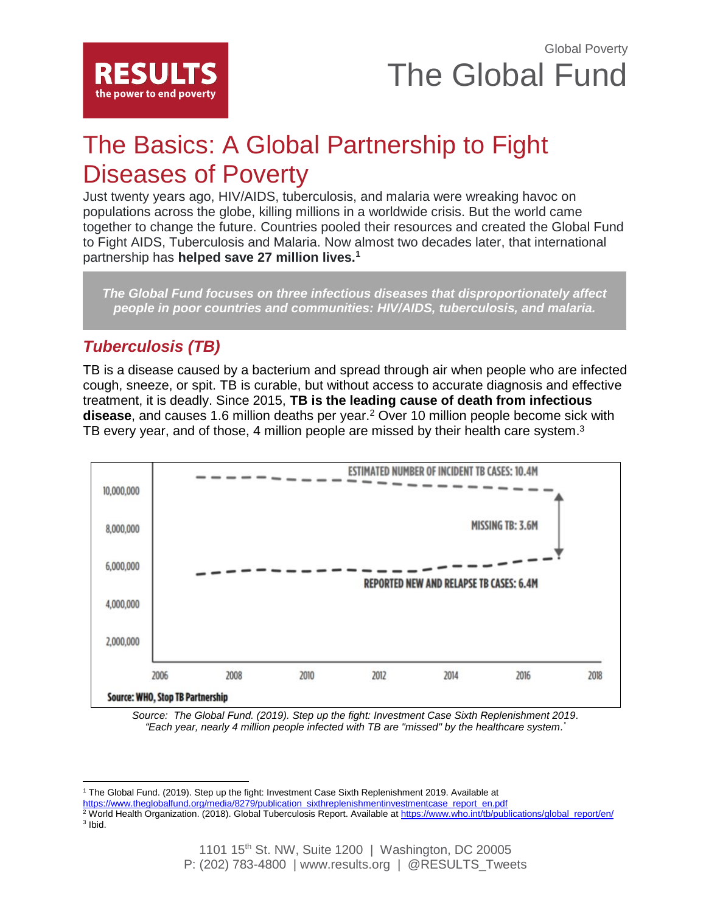Global Poverty

# The Global Fund

## The Basics: A Global Partnership to Fight Diseases of Poverty

Just twenty years ago, HIV/AIDS, tuberculosis, and malaria were wreaking havoc on populations across the globe, killing millions in a worldwide crisis. But the world came together to change the future. Countries pooled their resources and created the Global Fund to Fight AIDS, Tuberculosis and Malaria. Now almost two decades later, that international partnership has **helped save 27 million lives.**[1]

> ***The Global Fund focuses on three infectious diseases that disproportionately affect people in poor countries and communities: HIV/AIDS, tuberculosis, and malaria.***

### *Tuberculosis (TB)*

TB is a disease caused by a bacterium and spread through air when people who are infected cough, sneeze, or spit. TB is curable, but without access to accurate diagnosis and effective treatment, it is deadly. Since 2015, **TB is the leading cause of death from infectious disease**, and causes 1.6 million deaths per year.[2] Over 10 million people become sick with TB every year, and of those, 4 million people are missed by their health care system.[3]

ESTIMATED NUMBER OF INCIDENT TB CASES: 10.4M

MISSING TB: 3.6M

REPORTED NEW AND RELAPSE TB CASES: 6.4M

Source: WHO, Stop TB Partnership

*Source: The Global Fund. (2019). Step up the fight: Investment Case Sixth Replenishment 2019. "Each year, nearly 4 million people infected with TB are "missed" by the healthcare system."*

---

[1] The Global Fund. (2019). Step up the fight: Investment Case Sixth Replenishment 2019. Available at https://www.theglobalfund.org/media/8279/publication_sixthreplenishmentinvestmentcase_report_en.pdf

[2] World Health Organization. (2018). Global Tuberculosis Report. Available at https://www.who.int/tb/publications/global_report/en/

[3] Ibid.

1101 15th St. NW, Suite 1200 | Washington, DC 20005
P: (202) 783-4800 | www.results.org | @RESULTS_Tweets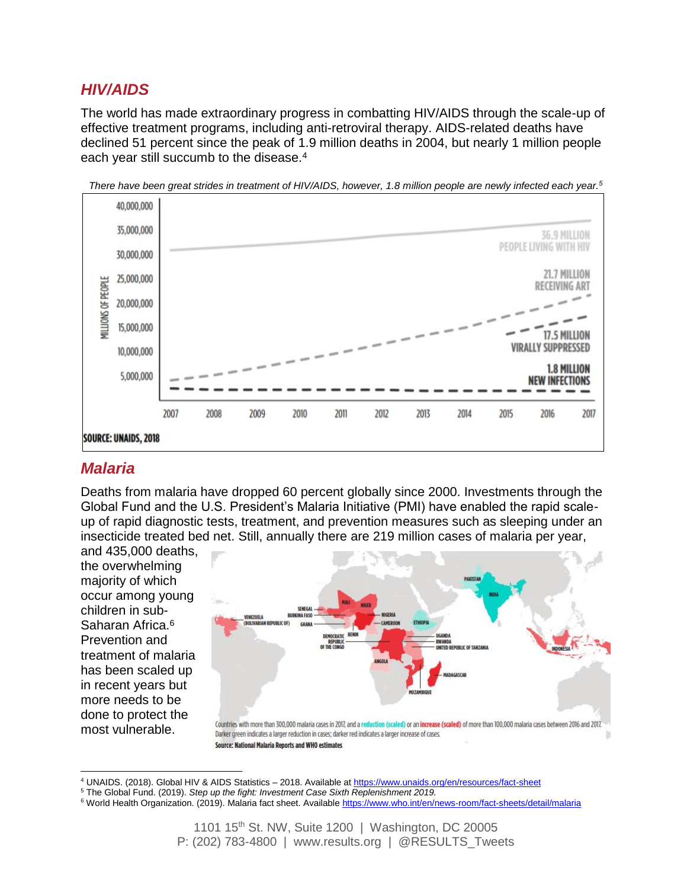## *HIV/AIDS*

The world has made extraordinary progress in combatting HIV/AIDS through the scale-up of effective treatment programs, including anti-retroviral therapy. AIDS-related deaths have declined 51 percent since the peak of 1.9 million deaths in 2004, but nearly 1 million people each year still succumb to the disease.[4]

*There have been great strides in treatment of HIV/AIDS, however, 1.8 million people are newly infected each year.*[5]

SOURCE: UNAIDS, 2018

## *Malaria*

Deaths from malaria have dropped 60 percent globally since 2000. Investments through the Global Fund and the U.S. President's Malaria Initiative (PMI) have enabled the rapid scale-up of rapid diagnostic tests, treatment, and prevention measures such as sleeping under an insecticide treated bed net. Still, annually there are 219 million cases of malaria per year, and 435,000 deaths, the overwhelming majority of which occur among young children in sub-Saharan Africa.[6] Prevention and treatment of malaria has been scaled up in recent years but more needs to be done to protect the most vulnerable.

Countries with more than 300,000 malaria cases in 2017, and a reduction (scaled) or an increase (scaled) of more than 100,000 malaria cases between 2016 and 2017. Darker green indicates a larger reduction in cases; darker red indicates a larger increase of cases.

Source: National Malaria Reports and WHO estimates

---

[4] UNAIDS. (2018). Global HIV & AIDS Statistics – 2018. Available at https://www.unaids.org/en/resources/fact-sheet

[5] The Global Fund. (2019). *Step up the fight: Investment Case Sixth Replenishment 2019.*

[6] World Health Organization. (2019). Malaria fact sheet. Available https://www.who.int/en/news-room/fact-sheets/detail/malaria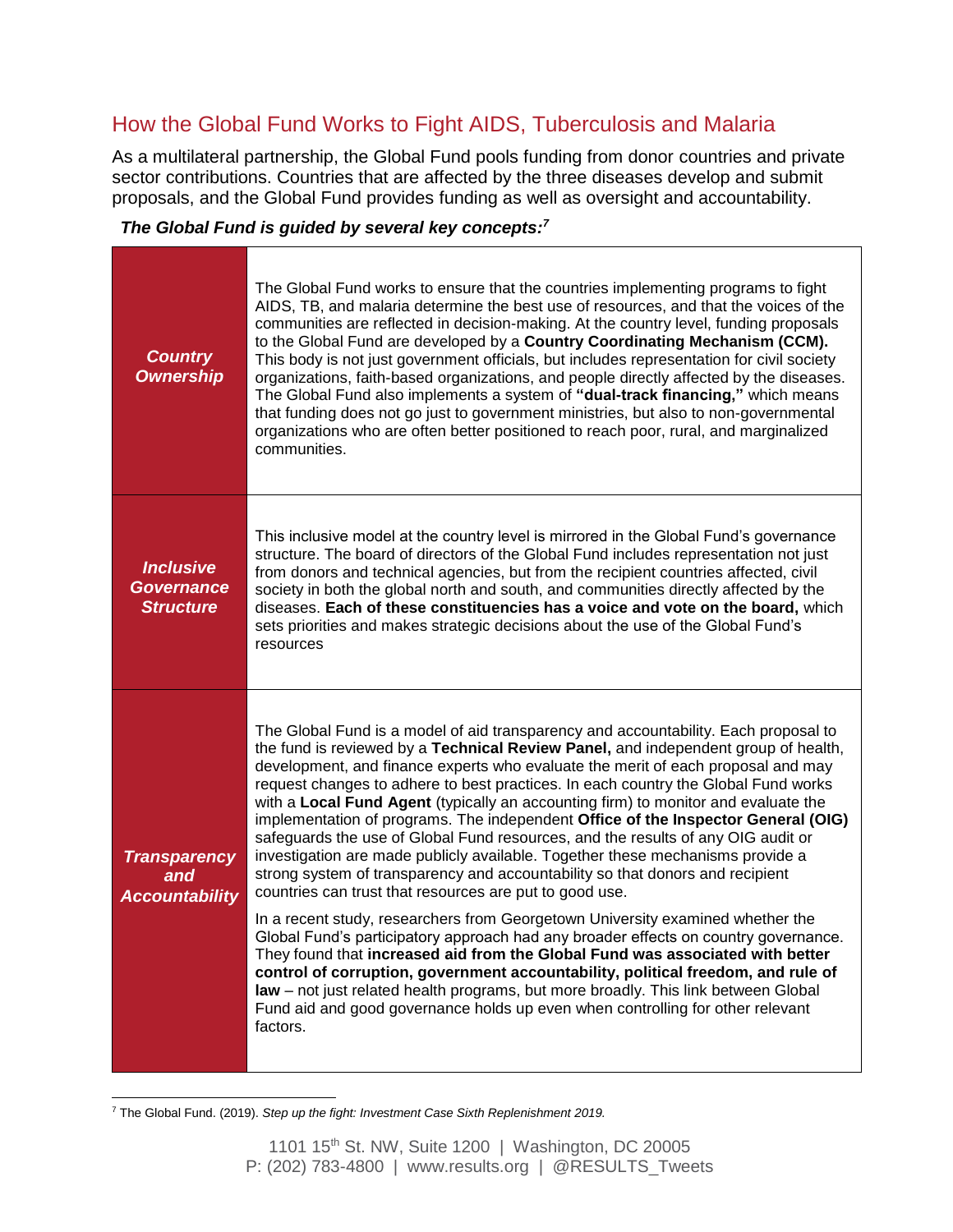## How the Global Fund Works to Fight AIDS, Tuberculosis and Malaria

As a multilateral partnership, the Global Fund pools funding from donor countries and private sector contributions. Countries that are affected by the three diseases develop and submit proposals, and the Global Fund provides funding as well as oversight and accountability.

***The Global Fund is guided by several key concepts:***[7]

| | |
|---|---|
| ***Country Ownership*** | The Global Fund works to ensure that the countries implementing programs to fight AIDS, TB, and malaria determine the best use of resources, and that the voices of the communities are reflected in decision-making. At the country level, funding proposals to the Global Fund are developed by a **Country Coordinating Mechanism (CCM).** This body is not just government officials, but includes representation for civil society organizations, faith-based organizations, and people directly affected by the diseases. The Global Fund also implements a system of **"dual-track financing,"** which means that funding does not go just to government ministries, but also to non-governmental organizations who are often better positioned to reach poor, rural, and marginalized communities. |
| ***Inclusive Governance Structure*** | This inclusive model at the country level is mirrored in the Global Fund's governance structure. The board of directors of the Global Fund includes representation not just from donors and technical agencies, but from the recipient countries affected, civil society in both the global north and south, and communities directly affected by the diseases. **Each of these constituencies has a voice and vote on the board,** which sets priorities and makes strategic decisions about the use of the Global Fund's resources |
| ***Transparency and Accountability*** | The Global Fund is a model of aid transparency and accountability. Each proposal to the fund is reviewed by a **Technical Review Panel,** and independent group of health, development, and finance experts who evaluate the merit of each proposal and may request changes to adhere to best practices. In each country the Global Fund works with a **Local Fund Agent** (typically an accounting firm) to monitor and evaluate the implementation of programs. The independent **Office of the Inspector General (OIG)** safeguards the use of Global Fund resources, and the results of any OIG audit or investigation are made publicly available. Together these mechanisms provide a strong system of transparency and accountability so that donors and recipient countries can trust that resources are put to good use.<br><br>In a recent study, researchers from Georgetown University examined whether the Global Fund's participatory approach had any broader effects on country governance. They found that **increased aid from the Global Fund was associated with better control of corruption, government accountability, political freedom, and rule of law** – not just related health programs, but more broadly. This link between Global Fund aid and good governance holds up even when controlling for other relevant factors. |

[7] The Global Fund. (2019). *Step up the fight: Investment Case Sixth Replenishment 2019.*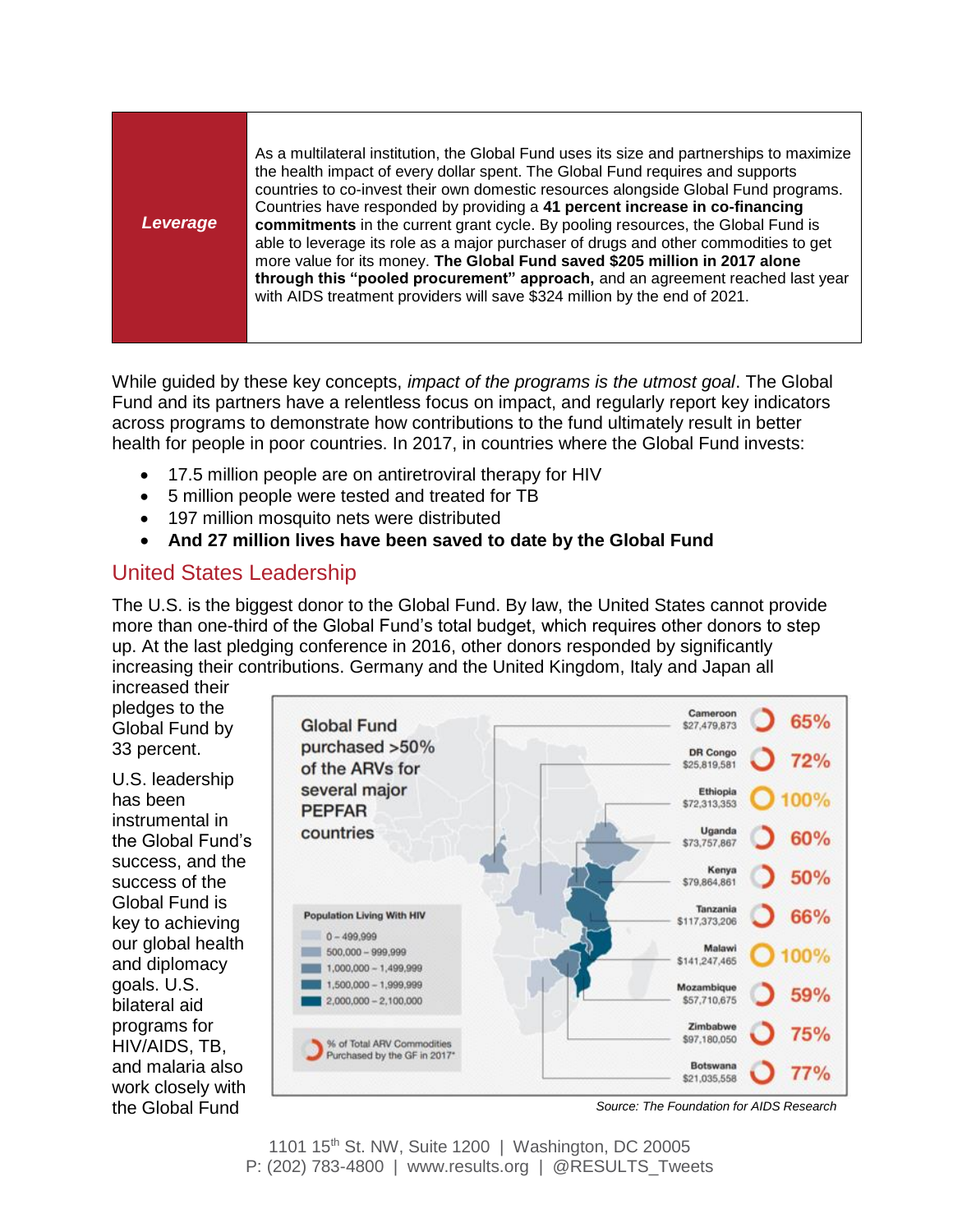| *Leverage* | As a multilateral institution, the Global Fund uses its size and partnerships to maximize the health impact of every dollar spent. The Global Fund requires and supports countries to co-invest their own domestic resources alongside Global Fund programs. Countries have responded by providing a **41 percent increase in co-financing commitments** in the current grant cycle. By pooling resources, the Global Fund is able to leverage its role as a major purchaser of drugs and other commodities to get more value for its money. **The Global Fund saved $205 million in 2017 alone through this "pooled procurement" approach,** and an agreement reached last year with AIDS treatment providers will save $324 million by the end of 2021. |
|---|---|

While guided by these key concepts, *impact of the programs is the utmost goal*. The Global Fund and its partners have a relentless focus on impact, and regularly report key indicators across programs to demonstrate how contributions to the fund ultimately result in better health for people in poor countries. In 2017, in countries where the Global Fund invests:

- 17.5 million people are on antiretroviral therapy for HIV
- 5 million people were tested and treated for TB
- 197 million mosquito nets were distributed
- **And 27 million lives have been saved to date by the Global Fund**

## United States Leadership

The U.S. is the biggest donor to the Global Fund. By law, the United States cannot provide more than one-third of the Global Fund's total budget, which requires other donors to step up. At the last pledging conference in 2016, other donors responded by significantly increasing their contributions. Germany and the United Kingdom, Italy and Japan all increased their pledges to the Global Fund by 33 percent.

U.S. leadership has been instrumental in the Global Fund's success, and the success of the Global Fund is key to achieving our global health and diplomacy goals. U.S. bilateral aid programs for HIV/AIDS, TB, and malaria also work closely with the Global Fund

**Global Fund purchased >50% of the ARVs for several major PEPFAR countries**

| Country | Amount | % of Total ARV Commodities Purchased by the GF in 2017* |
|---|---|---|
| Cameroon | $27,479,873 | 65% |
| DR Congo | $25,819,581 | 72% |
| Ethiopia | $72,313,353 | 100% |
| Uganda | $73,757,867 | 60% |
| Kenya | $79,864,861 | 50% |
| Tanzania | $117,373,206 | 66% |
| Malawi | $141,247,465 | 100% |
| Mozambique | $57,710,675 | 59% |
| Zimbabwe | $97,180,050 | 75% |
| Botswana | $21,035,558 | 77% |

Population Living With HIV: 0 – 499,999; 500,000 – 999,999; 1,000,000 – 1,499,999; 1,500,000 – 1,999,999; 2,000,000 – 2,100,000

*Source: The Foundation for AIDS Research*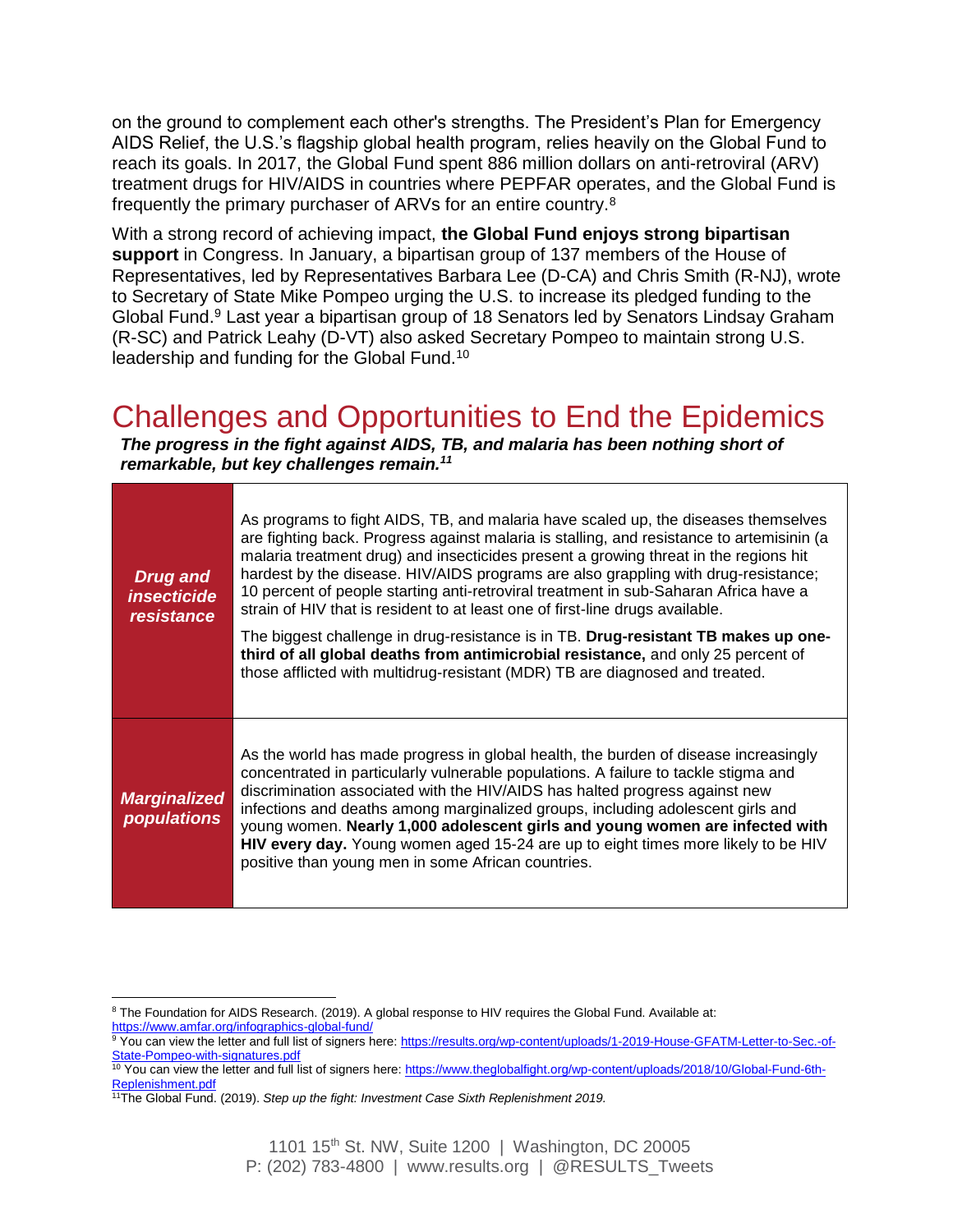on the ground to complement each other's strengths. The President's Plan for Emergency AIDS Relief, the U.S.'s flagship global health program, relies heavily on the Global Fund to reach its goals. In 2017, the Global Fund spent 886 million dollars on anti-retroviral (ARV) treatment drugs for HIV/AIDS in countries where PEPFAR operates, and the Global Fund is frequently the primary purchaser of ARVs for an entire country.[8]

With a strong record of achieving impact, **the Global Fund enjoys strong bipartisan support** in Congress. In January, a bipartisan group of 137 members of the House of Representatives, led by Representatives Barbara Lee (D-CA) and Chris Smith (R-NJ), wrote to Secretary of State Mike Pompeo urging the U.S. to increase its pledged funding to the Global Fund.[9] Last year a bipartisan group of 18 Senators led by Senators Lindsay Graham (R-SC) and Patrick Leahy (D-VT) also asked Secretary Pompeo to maintain strong U.S. leadership and funding for the Global Fund.[10]

# Challenges and Opportunities to End the Epidemics

***The progress in the fight against AIDS, TB, and malaria has been nothing short of remarkable, but key challenges remain.[11]***

| | |
|---|---|
| ***Drug and insecticide resistance*** | As programs to fight AIDS, TB, and malaria have scaled up, the diseases themselves are fighting back. Progress against malaria is stalling, and resistance to artemisinin (a malaria treatment drug) and insecticides present a growing threat in the regions hit hardest by the disease. HIV/AIDS programs are also grappling with drug-resistance; 10 percent of people starting anti-retroviral treatment in sub-Saharan Africa have a strain of HIV that is resident to at least one of first-line drugs available.<br><br>The biggest challenge in drug-resistance is in TB. **Drug-resistant TB makes up one-third of all global deaths from antimicrobial resistance,** and only 25 percent of those afflicted with multidrug-resistant (MDR) TB are diagnosed and treated. |
| ***Marginalized populations*** | As the world has made progress in global health, the burden of disease increasingly concentrated in particularly vulnerable populations. A failure to tackle stigma and discrimination associated with the HIV/AIDS has halted progress against new infections and deaths among marginalized groups, including adolescent girls and young women. **Nearly 1,000 adolescent girls and young women are infected with HIV every day.** Young women aged 15-24 are up to eight times more likely to be HIV positive than young men in some African countries. |

---

[8] The Foundation for AIDS Research. (2019). A global response to HIV requires the Global Fund. Available at: https://www.amfar.org/infographics-global-fund/

[9] You can view the letter and full list of signers here: https://results.org/wp-content/uploads/1-2019-House-GFATM-Letter-to-Sec.-of-State-Pompeo-with-signatures.pdf

[10] You can view the letter and full list of signers here: https://www.theglobalfight.org/wp-content/uploads/2018/10/Global-Fund-6th-Replenishment.pdf

[11] The Global Fund. (2019). *Step up the fight: Investment Case Sixth Replenishment 2019.*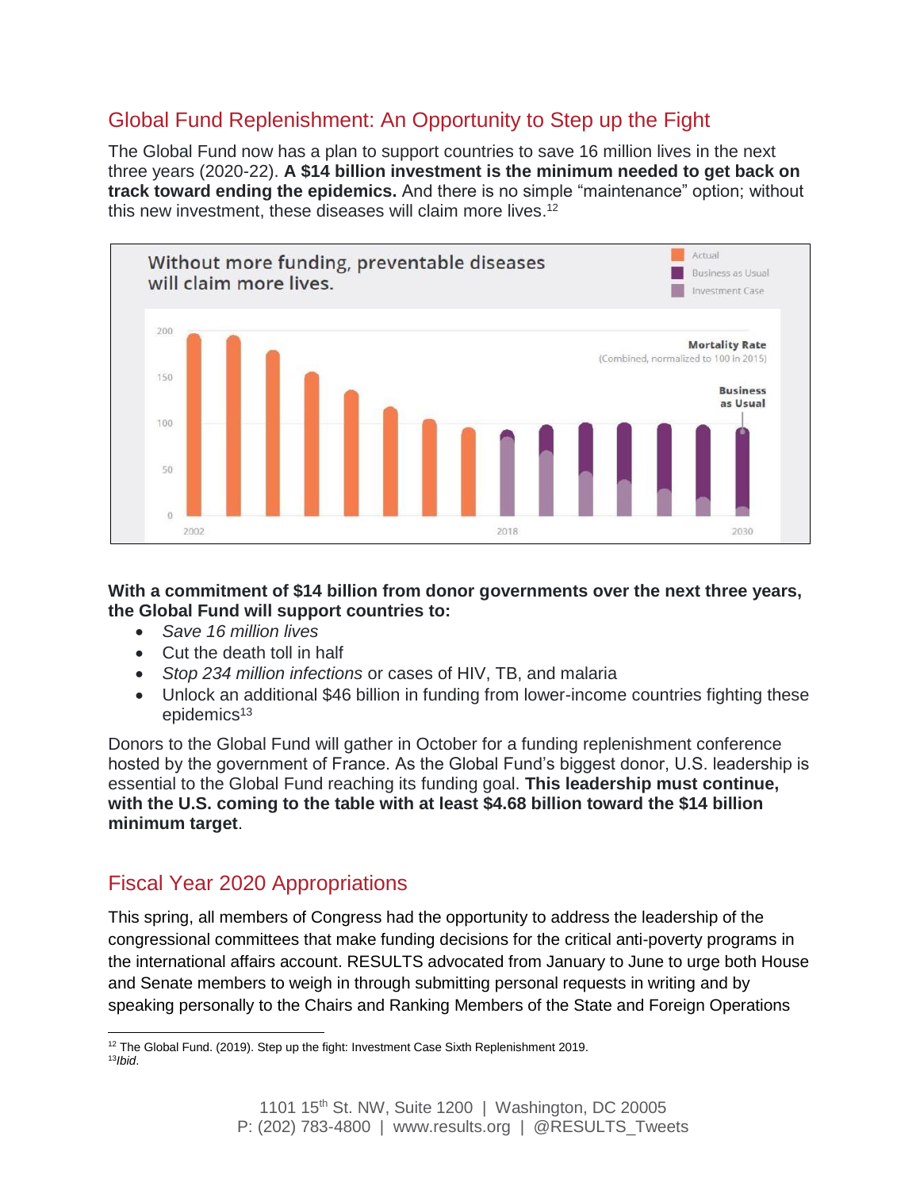## Global Fund Replenishment: An Opportunity to Step up the Fight

The Global Fund now has a plan to support countries to save 16 million lives in the next three years (2020-22). **A $14 billion investment is the minimum needed to get back on track toward ending the epidemics.** And there is no simple "maintenance" option; without this new investment, these diseases will claim more lives.[12]

Without more funding, preventable diseases will claim more lives.

Actual | Business as Usual | Investment Case

Mortality Rate (Combined, normalized to 100 in 2015)

Business as Usual

200, 150, 100, 50, 0

2002, 2018, 2030

**With a commitment of $14 billion from donor governments over the next three years, the Global Fund will support countries to:**

- *Save 16 million lives*
- Cut the death toll in half
- *Stop 234 million infections* or cases of HIV, TB, and malaria
- Unlock an additional $46 billion in funding from lower-income countries fighting these epidemics[13]

Donors to the Global Fund will gather in October for a funding replenishment conference hosted by the government of France. As the Global Fund's biggest donor, U.S. leadership is essential to the Global Fund reaching its funding goal. **This leadership must continue, with the U.S. coming to the table with at least $4.68 billion toward the $14 billion minimum target**.

## Fiscal Year 2020 Appropriations

This spring, all members of Congress had the opportunity to address the leadership of the congressional committees that make funding decisions for the critical anti-poverty programs in the international affairs account. RESULTS advocated from January to June to urge both House and Senate members to weigh in through submitting personal requests in writing and by speaking personally to the Chairs and Ranking Members of the State and Foreign Operations

[12] The Global Fund. (2019). Step up the fight: Investment Case Sixth Replenishment 2019.
[13] *Ibid*.

1101 15th St. NW, Suite 1200 | Washington, DC 20005
P: (202) 783-4800 | www.results.org | @RESULTS_Tweets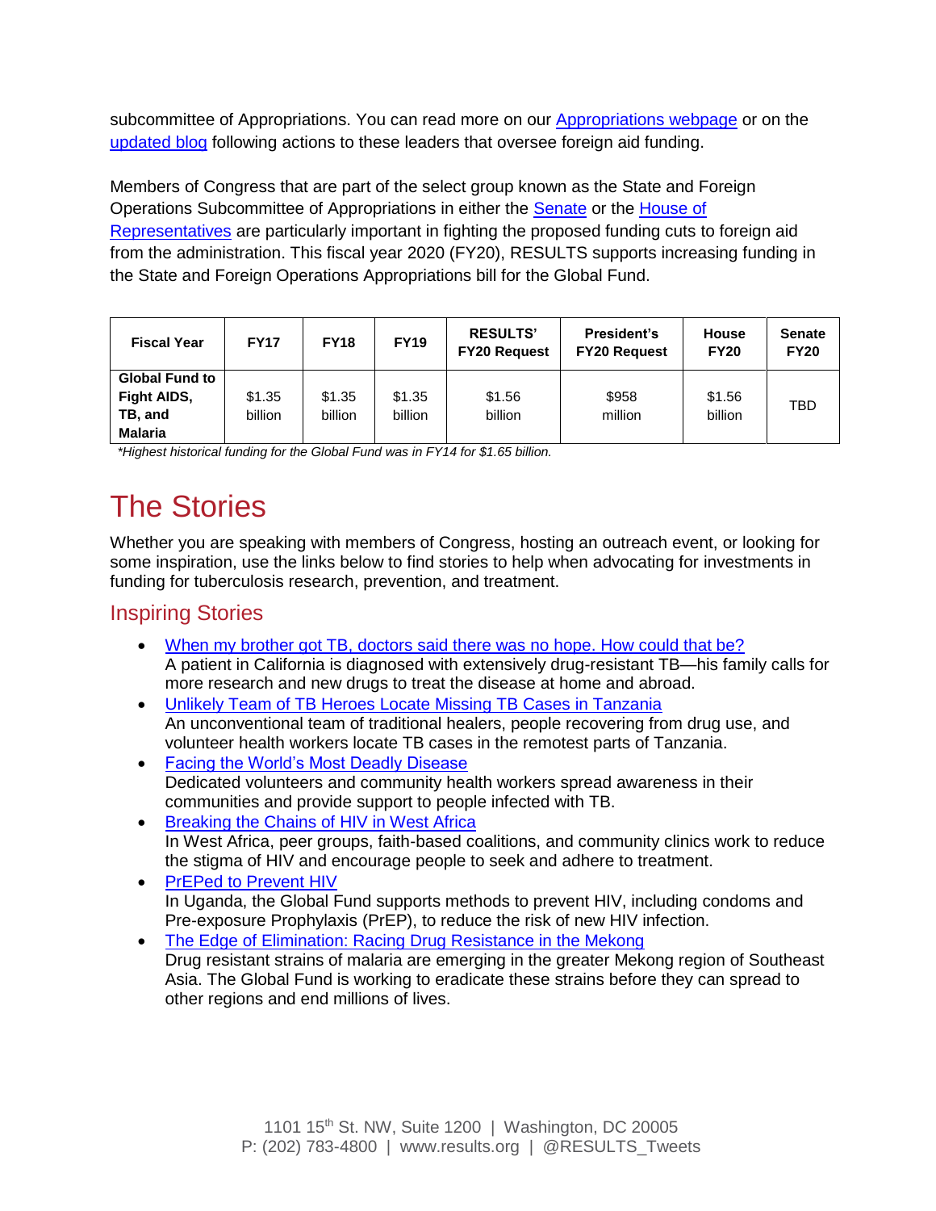subcommittee of Appropriations. You can read more on our [Appropriations webpage] or on the [updated blog] following actions to these leaders that oversee foreign aid funding.

Members of Congress that are part of the select group known as the State and Foreign Operations Subcommittee of Appropriations in either the [Senate] or the [House of Representatives] are particularly important in fighting the proposed funding cuts to foreign aid from the administration. This fiscal year 2020 (FY20), RESULTS supports increasing funding in the State and Foreign Operations Appropriations bill for the Global Fund.

| Fiscal Year | FY17 | FY18 | FY19 | RESULTS' FY20 Request | President's FY20 Request | House FY20 | Senate FY20 |
|---|---|---|---|---|---|---|---|
| **Global Fund to Fight AIDS, TB, and Malaria** | $1.35 billion | $1.35 billion | $1.35 billion | $1.56 billion | $958 million | $1.56 billion | TBD |

*\*Highest historical funding for the Global Fund was in FY14 for $1.65 billion.*

# The Stories

Whether you are speaking with members of Congress, hosting an outreach event, or looking for some inspiration, use the links below to find stories to help when advocating for investments in funding for tuberculosis research, prevention, and treatment.

## Inspiring Stories

- [When my brother got TB, doctors said there was no hope. How could that be?]
  A patient in California is diagnosed with extensively drug-resistant TB—his family calls for more research and new drugs to treat the disease at home and abroad.
- [Unlikely Team of TB Heroes Locate Missing TB Cases in Tanzania]
  An unconventional team of traditional healers, people recovering from drug use, and volunteer health workers locate TB cases in the remotest parts of Tanzania.
- [Facing the World's Most Deadly Disease]
  Dedicated volunteers and community health workers spread awareness in their communities and provide support to people infected with TB.
- [Breaking the Chains of HIV in West Africa]
  In West Africa, peer groups, faith-based coalitions, and community clinics work to reduce the stigma of HIV and encourage people to seek and adhere to treatment.
- [PrEPed to Prevent HIV]
  In Uganda, the Global Fund supports methods to prevent HIV, including condoms and Pre-exposure Prophylaxis (PrEP), to reduce the risk of new HIV infection.
- [The Edge of Elimination: Racing Drug Resistance in the Mekong]
  Drug resistant strains of malaria are emerging in the greater Mekong region of Southeast Asia. The Global Fund is working to eradicate these strains before they can spread to other regions and end millions of lives.

1101 15th St. NW, Suite 1200 | Washington, DC 20005
P: (202) 783-4800 | www.results.org | @RESULTS_Tweets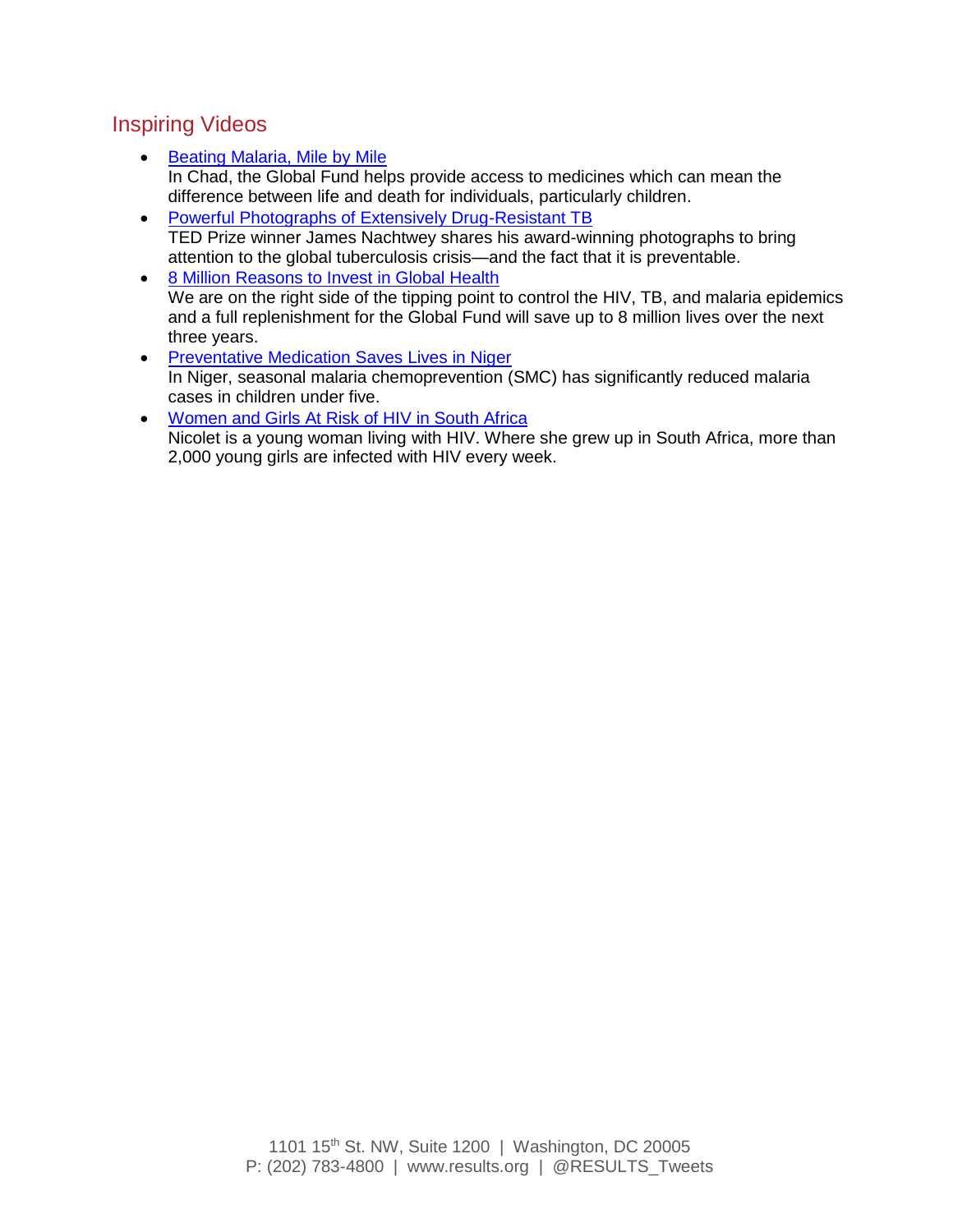## Inspiring Videos

- Beating Malaria, Mile by Mile
  In Chad, the Global Fund helps provide access to medicines which can mean the difference between life and death for individuals, particularly children.
- Powerful Photographs of Extensively Drug-Resistant TB
  TED Prize winner James Nachtwey shares his award-winning photographs to bring attention to the global tuberculosis crisis—and the fact that it is preventable.
- 8 Million Reasons to Invest in Global Health
  We are on the right side of the tipping point to control the HIV, TB, and malaria epidemics and a full replenishment for the Global Fund will save up to 8 million lives over the next three years.
- Preventative Medication Saves Lives in Niger
  In Niger, seasonal malaria chemoprevention (SMC) has significantly reduced malaria cases in children under five.
- Women and Girls At Risk of HIV in South Africa
  Nicolet is a young woman living with HIV. Where she grew up in South Africa, more than 2,000 young girls are infected with HIV every week.